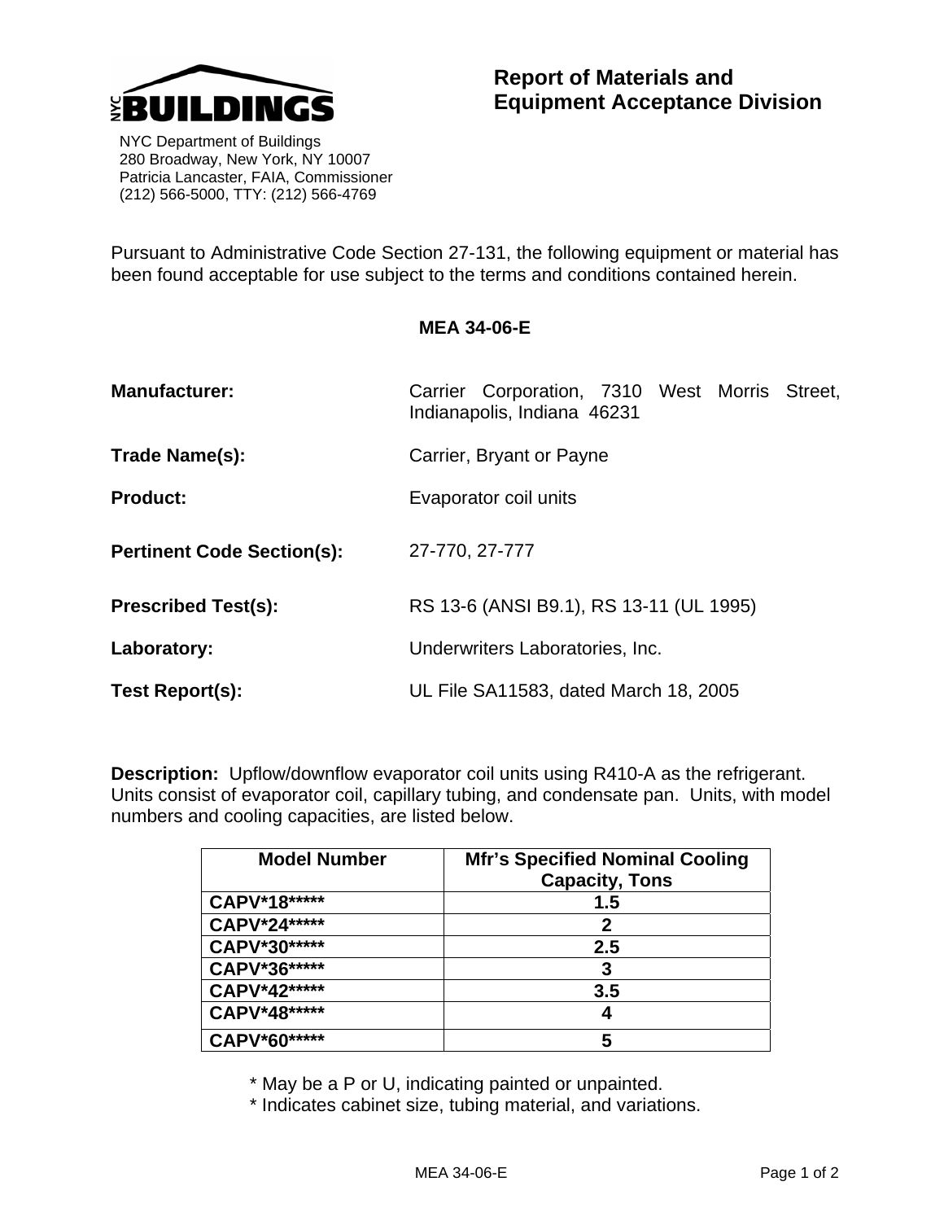NYC BUILDINGS

NYC Department of Buildings
280 Broadway, New York, NY 10007
Patricia Lancaster, FAIA, Commissioner
(212) 566-5000, TTY: (212) 566-4769

# Report of Materials and Equipment Acceptance Division

Pursuant to Administrative Code Section 27-131, the following equipment or material has been found acceptable for use subject to the terms and conditions contained herein.

## MEA 34-06-E

**Manufacturer:** Carrier Corporation, 7310 West Morris Street, Indianapolis, Indiana 46231

**Trade Name(s):** Carrier, Bryant or Payne

**Product:** Evaporator coil units

**Pertinent Code Section(s):** 27-770, 27-777

**Prescribed Test(s):** RS 13-6 (ANSI B9.1), RS 13-11 (UL 1995)

**Laboratory:** Underwriters Laboratories, Inc.

**Test Report(s):** UL File SA11583, dated March 18, 2005

**Description:** Upflow/downflow evaporator coil units using R410-A as the refrigerant. Units consist of evaporator coil, capillary tubing, and condensate pan. Units, with model numbers and cooling capacities, are listed below.

| Model Number | Mfr's Specified Nominal Cooling Capacity, Tons |
|---|---|
| **CAPV*18\*\*\*\*\*** | **1.5** |
| **CAPV*24\*\*\*\*\*** | **2** |
| **CAPV*30\*\*\*\*\*** | **2.5** |
| **CAPV*36\*\*\*\*\*** | **3** |
| **CAPV*42\*\*\*\*\*** | **3.5** |
| **CAPV*48\*\*\*\*\*** | **4** |
| **CAPV*60\*\*\*\*\*** | **5** |

\* May be a P or U, indicating painted or unpainted.
\* Indicates cabinet size, tubing material, and variations.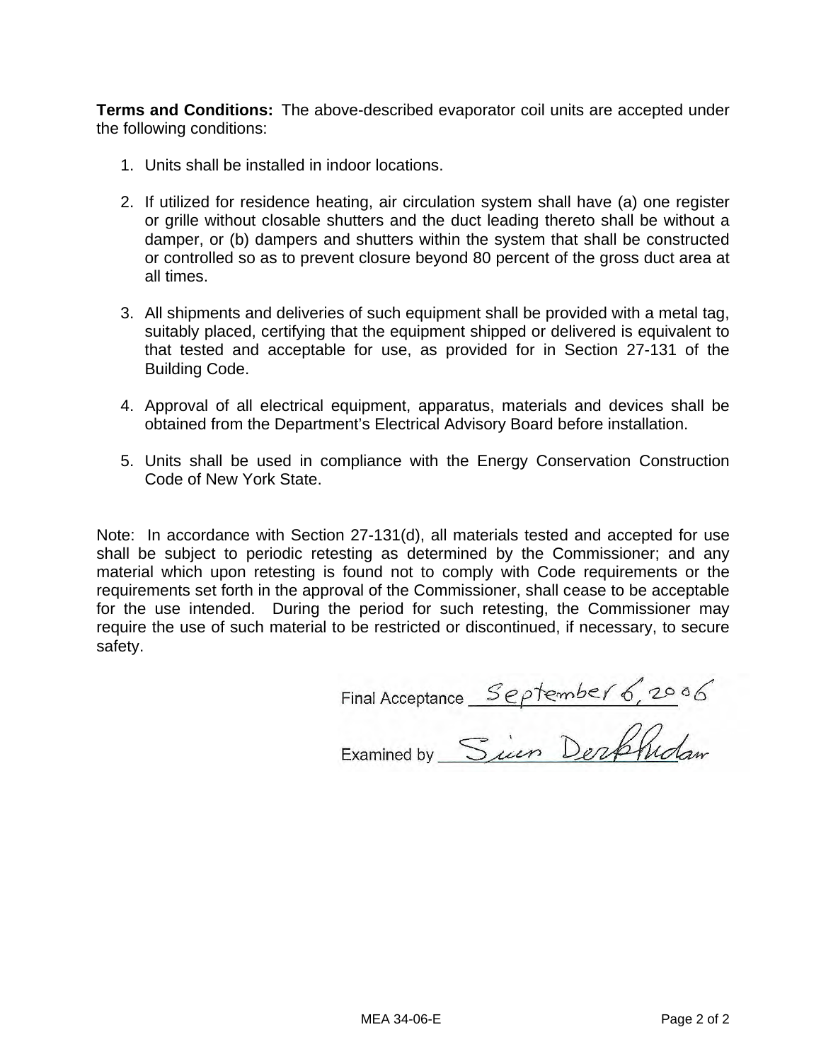**Terms and Conditions:** The above-described evaporator coil units are accepted under the following conditions:

1. Units shall be installed in indoor locations.

2. If utilized for residence heating, air circulation system shall have (a) one register or grille without closable shutters and the duct leading thereto shall be without a damper, or (b) dampers and shutters within the system that shall be constructed or controlled so as to prevent closure beyond 80 percent of the gross duct area at all times.

3. All shipments and deliveries of such equipment shall be provided with a metal tag, suitably placed, certifying that the equipment shipped or delivered is equivalent to that tested and acceptable for use, as provided for in Section 27-131 of the Building Code.

4. Approval of all electrical equipment, apparatus, materials and devices shall be obtained from the Department's Electrical Advisory Board before installation.

5. Units shall be used in compliance with the Energy Conservation Construction Code of New York State.

Note: In accordance with Section 27-131(d), all materials tested and accepted for use shall be subject to periodic retesting as determined by the Commissioner; and any material which upon retesting is found not to comply with Code requirements or the requirements set forth in the approval of the Commissioner, shall cease to be acceptable for the use intended. During the period for such retesting, the Commissioner may require the use of such material to be restricted or discontinued, if necessary, to secure safety.

Final Acceptance September 6, 2006

Examined by Siun Derkhudan

MEA 34-06-E